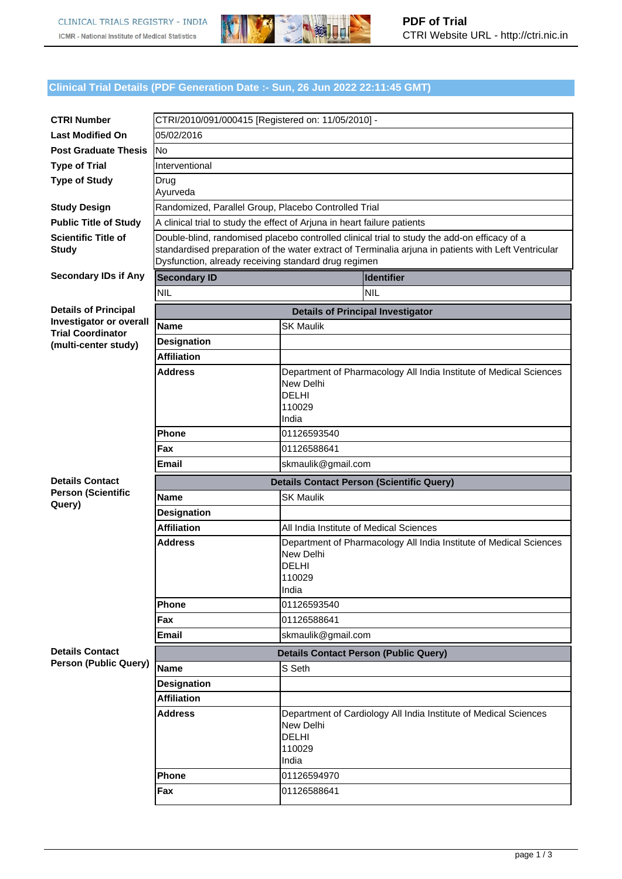## Clinical Trial Details (PDF Generation Date :- Sun, 26 Jun 2022 22:11:45 GMT)

| | |
|---|---|
| **CTRI Number** | CTRI/2010/091/000415 [Registered on: 11/05/2010] - |
| **Last Modified On** | 05/02/2016 |
| **Post Graduate Thesis** | No |
| **Type of Trial** | Interventional |
| **Type of Study** | Drug<br>Ayurveda |
| **Study Design** | Randomized, Parallel Group, Placebo Controlled Trial |
| **Public Title of Study** | A clinical trial to study the effect of Arjuna in heart failure patients |
| **Scientific Title of Study** | Double-blind, randomised placebo controlled clinical trial to study the add-on efficacy of a standardised preparation of the water extract of Terminalia arjuna in patients with Left Ventricular Dysfunction, already receiving standard drug regimen |

**Secondary IDs if Any**

| Secondary ID | Identifier |
|---|---|
| NIL | NIL |

**Details of Principal Investigator or overall Trial Coordinator (multi-center study)**

| Details of Principal Investigator | |
|---|---|
| **Name** | SK Maulik |
| **Designation** | |
| **Affiliation** | |
| **Address** | Department of Pharmacology All India Institute of Medical Sciences<br>New Delhi<br>DELHI<br>110029<br>India |
| **Phone** | 01126593540 |
| **Fax** | 01126588641 |
| **Email** | skmaulik@gmail.com |

**Details Contact Person (Scientific Query)**

| Details Contact Person (Scientific Query) | |
|---|---|
| **Name** | SK Maulik |
| **Designation** | |
| **Affiliation** | All India Institute of Medical Sciences |
| **Address** | Department of Pharmacology All India Institute of Medical Sciences<br>New Delhi<br>DELHI<br>110029<br>India |
| **Phone** | 01126593540 |
| **Fax** | 01126588641 |
| **Email** | skmaulik@gmail.com |

**Details Contact Person (Public Query)**

| Details Contact Person (Public Query) | |
|---|---|
| **Name** | S Seth |
| **Designation** | |
| **Affiliation** | |
| **Address** | Department of Cardiology All India Institute of Medical Sciences<br>New Delhi<br>DELHI<br>110029<br>India |
| **Phone** | 01126594970 |
| **Fax** | 01126588641 |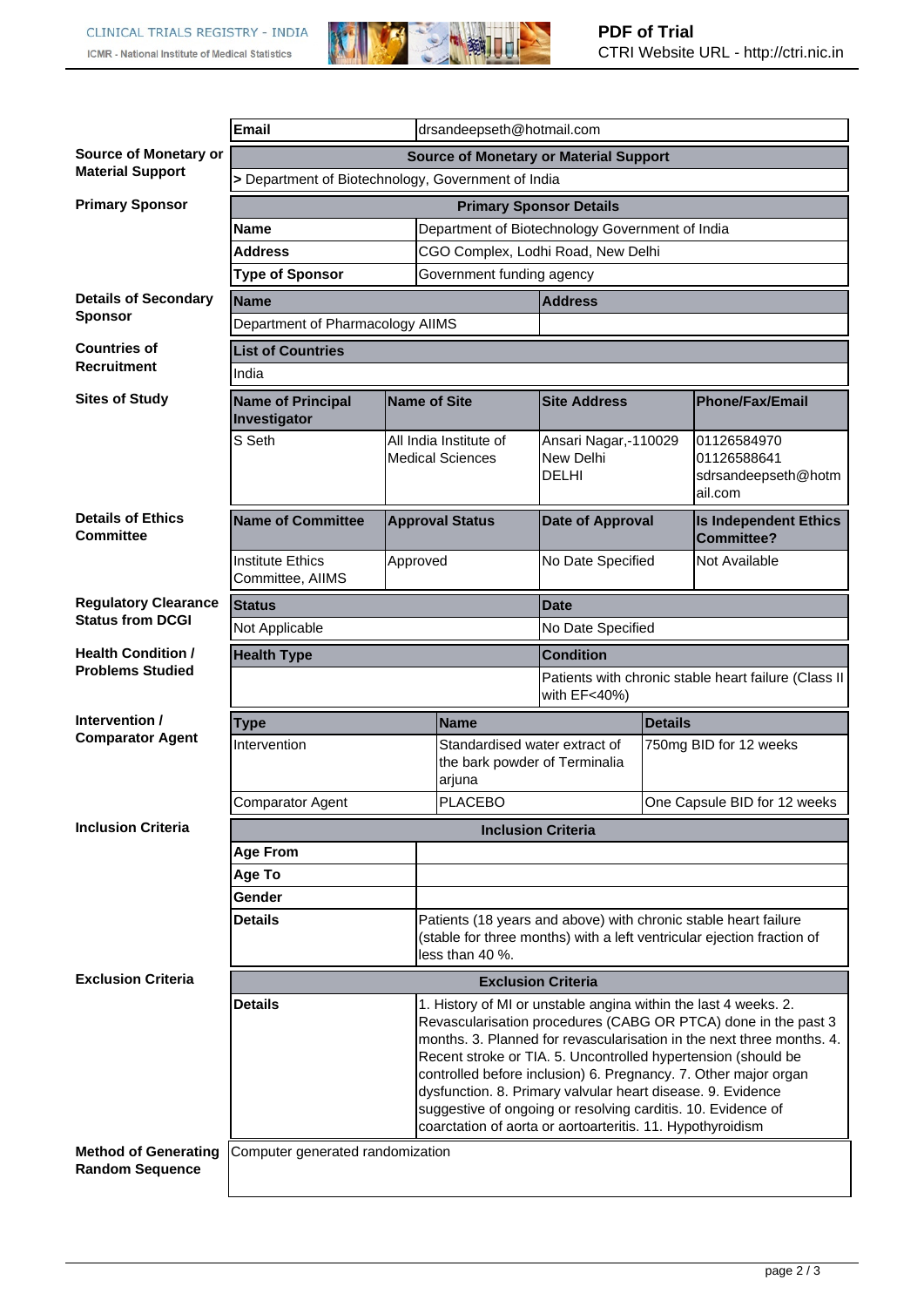| Email | drsandeepseth@hotmail.com |
|---|---|

**Source of Monetary or Material Support**

| Source of Monetary or Material Support |
|---|
| > Department of Biotechnology, Government of India |

**Primary Sponsor**

| Primary Sponsor Details | |
|---|---|
| **Name** | Department of Biotechnology Government of India |
| **Address** | CGO Complex, Lodhi Road, New Delhi |
| **Type of Sponsor** | Government funding agency |

**Details of Secondary Sponsor**

| Name | Address |
|---|---|
| Department of Pharmacology AIIMS | |

**Countries of Recruitment**

| List of Countries |
|---|
| India |

**Sites of Study**

| Name of Principal Investigator | Name of Site | Site Address | Phone/Fax/Email |
|---|---|---|---|
| S Seth | All India Institute of Medical Sciences | Ansari Nagar,-110029 New Delhi DELHI | 01126584970 01126588641 sdrsandeepseth@hotmail.com |

**Details of Ethics Committee**

| Name of Committee | Approval Status | Date of Approval | Is Independent Ethics Committee? |
|---|---|---|---|
| Institute Ethics Committee, AIIMS | Approved | No Date Specified | Not Available |

**Regulatory Clearance Status from DCGI**

| Status | Date |
|---|---|
| Not Applicable | No Date Specified |

**Health Condition / Problems Studied**

| Health Type | Condition |
|---|---|
| | Patients with chronic stable heart failure (Class II with EF<40%) |

**Intervention / Comparator Agent**

| Type | Name | Details |
|---|---|---|
| Intervention | Standardised water extract of the bark powder of Terminalia arjuna | 750mg BID for 12 weeks |
| Comparator Agent | PLACEBO | One Capsule BID for 12 weeks |

**Inclusion Criteria**

| Inclusion Criteria | |
|---|---|
| **Age From** | |
| **Age To** | |
| **Gender** | |
| **Details** | Patients (18 years and above) with chronic stable heart failure (stable for three months) with a left ventricular ejection fraction of less than 40 %. |

**Exclusion Criteria**

| Exclusion Criteria | |
|---|---|
| **Details** | 1. History of MI or unstable angina within the last 4 weeks. 2. Revascularisation procedures (CABG OR PTCA) done in the past 3 months. 3. Planned for revascularisation in the next three months. 4. Recent stroke or TIA. 5. Uncontrolled hypertension (should be controlled before inclusion) 6. Pregnancy. 7. Other major organ dysfunction. 8. Primary valvular heart disease. 9. Evidence suggestive of ongoing or resolving carditis. 10. Evidence of coarctation of aorta or aortoarteritis. 11. Hypothyroidism |

**Method of Generating Random Sequence**

Computer generated randomization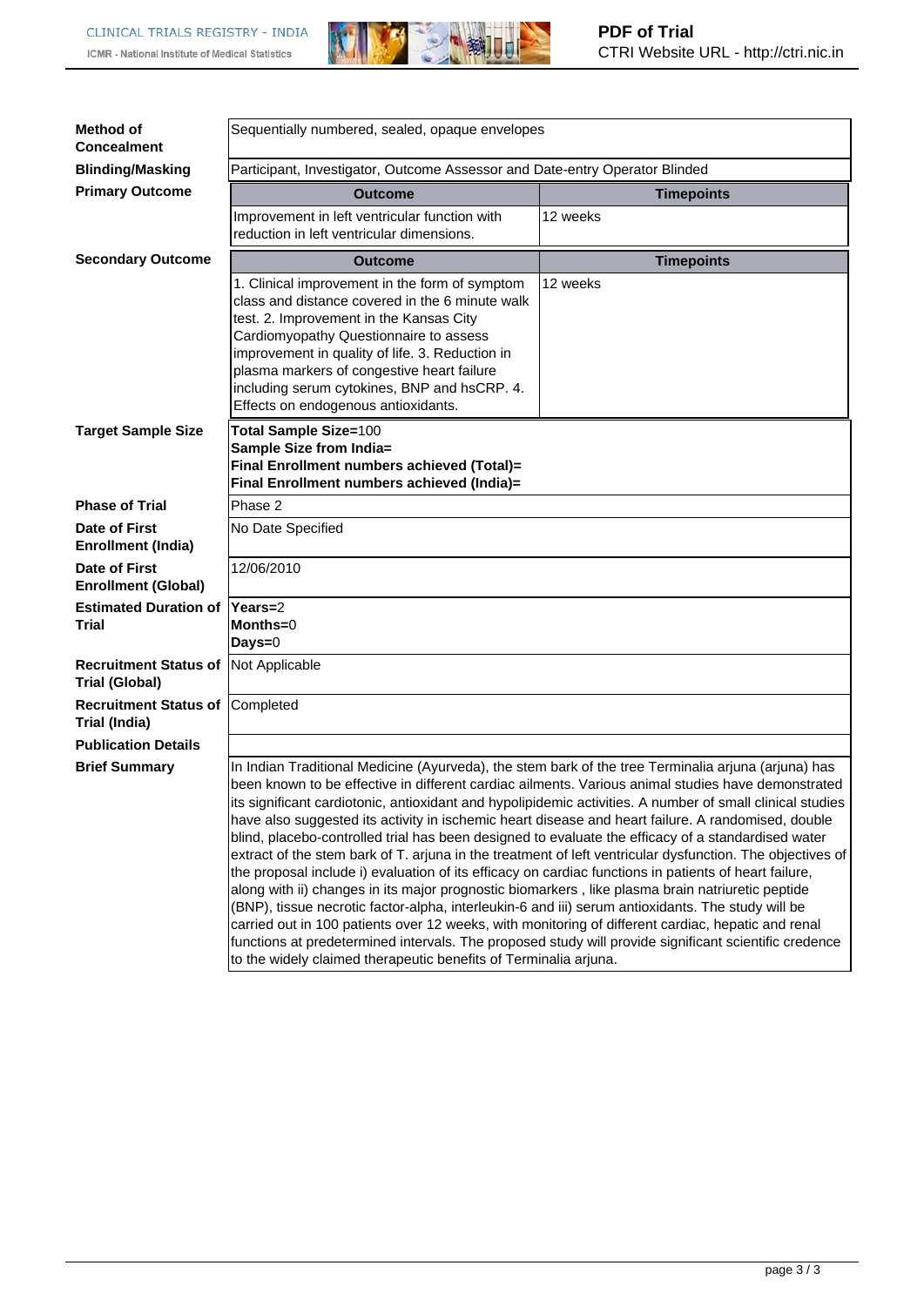| | |
|---|---|
| **Method of Concealment** | Sequentially numbered, sealed, opaque envelopes |
| **Blinding/Masking** | Participant, Investigator, Outcome Assessor and Date-entry Operator Blinded |

**Primary Outcome**

| Outcome | Timepoints |
|---|---|
| Improvement in left ventricular function with reduction in left ventricular dimensions. | 12 weeks |

**Secondary Outcome**

| Outcome | Timepoints |
|---|---|
| 1. Clinical improvement in the form of symptom class and distance covered in the 6 minute walk test. 2. Improvement in the Kansas City Cardiomyopathy Questionnaire to assess improvement in quality of life. 3. Reduction in plasma markers of congestive heart failure including serum cytokines, BNP and hsCRP. 4. Effects on endogenous antioxidants. | 12 weeks |

| | |
|---|---|
| **Target Sample Size** | **Total Sample Size=**100<br>**Sample Size from India=**<br>**Final Enrollment numbers achieved (Total)=**<br>**Final Enrollment numbers achieved (India)=** |
| **Phase of Trial** | Phase 2 |
| **Date of First Enrollment (India)** | No Date Specified |
| **Date of First Enrollment (Global)** | 12/06/2010 |
| **Estimated Duration of Trial** | **Years=**2<br>**Months=**0<br>**Days=**0 |
| **Recruitment Status of Trial (Global)** | Not Applicable |
| **Recruitment Status of Trial (India)** | Completed |
| **Publication Details** | |
| **Brief Summary** | In Indian Traditional Medicine (Ayurveda), the stem bark of the tree Terminalia arjuna (arjuna) has been known to be effective in different cardiac ailments. Various animal studies have demonstrated its significant cardiotonic, antioxidant and hypolipidemic activities. A number of small clinical studies have also suggested its activity in ischemic heart disease and heart failure. A randomised, double blind, placebo-controlled trial has been designed to evaluate the efficacy of a standardised water extract of the stem bark of T. arjuna in the treatment of left ventricular dysfunction. The objectives of the proposal include i) evaluation of its efficacy on cardiac functions in patients of heart failure, along with ii) changes in its major prognostic biomarkers , like plasma brain natriuretic peptide (BNP), tissue necrotic factor-alpha, interleukin-6 and iii) serum antioxidants. The study will be carried out in 100 patients over 12 weeks, with monitoring of different cardiac, hepatic and renal functions at predetermined intervals. The proposed study will provide significant scientific credence to the widely claimed therapeutic benefits of Terminalia arjuna. |